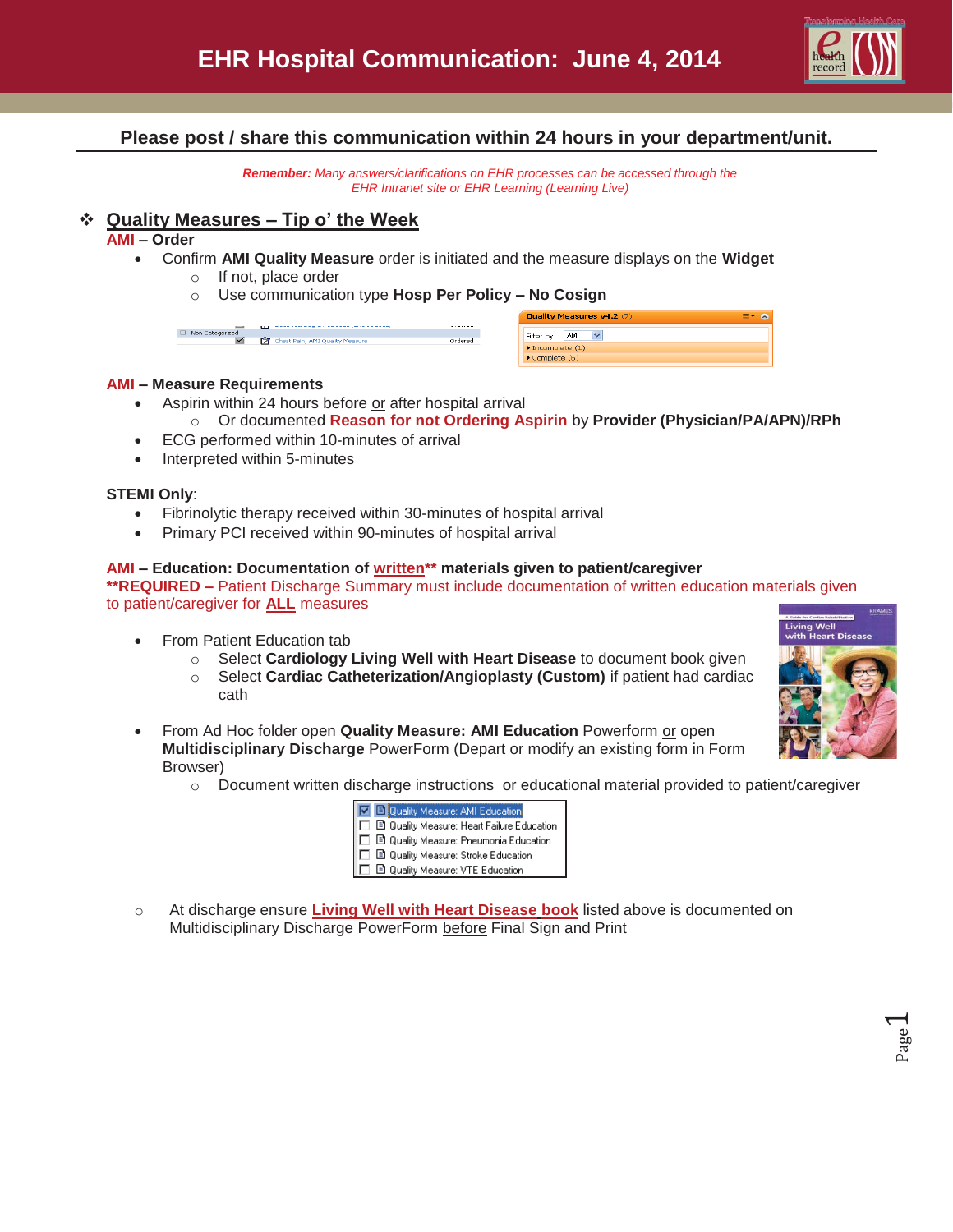# EHR Hospital Communication: June 4, 2014

**Please post / share this communication within 24 hours in your department/unit.**

***Remember:*** *Many answers/clarifications on EHR processes can be accessed through the EHR Intranet site or EHR Learning (Learning Live)*

## ❖ Quality Measures – Tip o' the Week

**AMI – Order**

- Confirm **AMI Quality Measure** order is initiated and the measure displays on the **Widget**
  - If not, place order
  - Use communication type **Hosp Per Policy – No Cosign**

**AMI – Measure Requirements**

- Aspirin within 24 hours before or after hospital arrival
  - Or documented **Reason for not Ordering Aspirin** by **Provider (Physician/PA/APN)/RPh**
- ECG performed within 10-minutes of arrival
- Interpreted within 5-minutes

**STEMI Only**:

- Fibrinolytic therapy received within 30-minutes of hospital arrival
- Primary PCI received within 90-minutes of hospital arrival

**AMI – Education: Documentation of written\*\* materials given to patient/caregiver**

**\*\*REQUIRED –** Patient Discharge Summary must include documentation of written education materials given to patient/caregiver for **ALL** measures

- From Patient Education tab
  - Select **Cardiology Living Well with Heart Disease** to document book given
  - Select **Cardiac Catheterization/Angioplasty (Custom)** if patient had cardiac cath
- From Ad Hoc folder open **Quality Measure: AMI Education** Powerform or open **Multidisciplinary Discharge** PowerForm (Depart or modify an existing form in Form Browser)
  - Document written discharge instructions or educational material provided to patient/caregiver

- ☑ Quality Measure: AMI Education
- ☐ Quality Measure: Heart Failure Education
- ☐ Quality Measure: Pneumonia Education
- ☐ Quality Measure: Stroke Education
- ☐ Quality Measure: VTE Education

- At discharge ensure **Living Well with Heart Disease book** listed above is documented on Multidisciplinary Discharge PowerForm before Final Sign and Print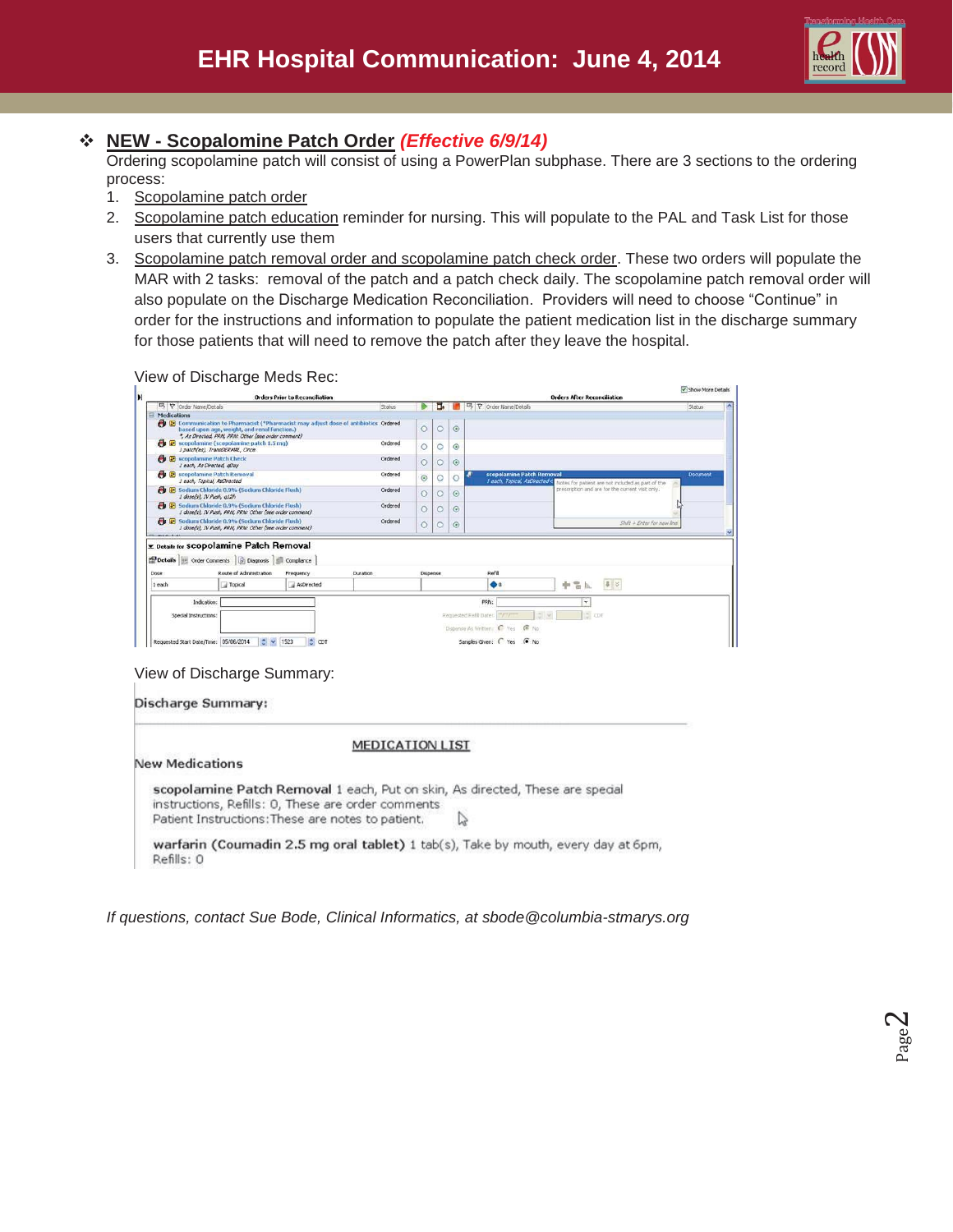# EHR Hospital Communication: June 4, 2014

## ❖ NEW - Scopalomine Patch Order *(Effective 6/9/14)*

Ordering scopolamine patch will consist of using a PowerPlan subphase. There are 3 sections to the ordering process:

1. Scopolamine patch order
2. Scopolamine patch education reminder for nursing. This will populate to the PAL and Task List for those users that currently use them
3. Scopolamine patch removal order and scopolamine patch check order. These two orders will populate the MAR with 2 tasks: removal of the patch and a patch check daily. The scopolamine patch removal order will also populate on the Discharge Medication Reconciliation. Providers will need to choose "Continue" in order for the instructions and information to populate the patient medication list in the discharge summary for those patients that will need to remove the patch after they leave the hospital.

View of Discharge Meds Rec:

View of Discharge Summary:

**Discharge Summary:**

MEDICATION LIST

New Medications

**scopolamine Patch Removal** 1 each, Put on skin, As directed, These are special instructions, Refills: 0, These are order comments
Patient Instructions: These are notes to patient.

**warfarin (Coumadin 2.5 mg oral tablet)** 1 tab(s), Take by mouth, every day at 6pm, Refills: 0

*If questions, contact Sue Bode, Clinical Informatics, at sbode@columbia-stmarys.org*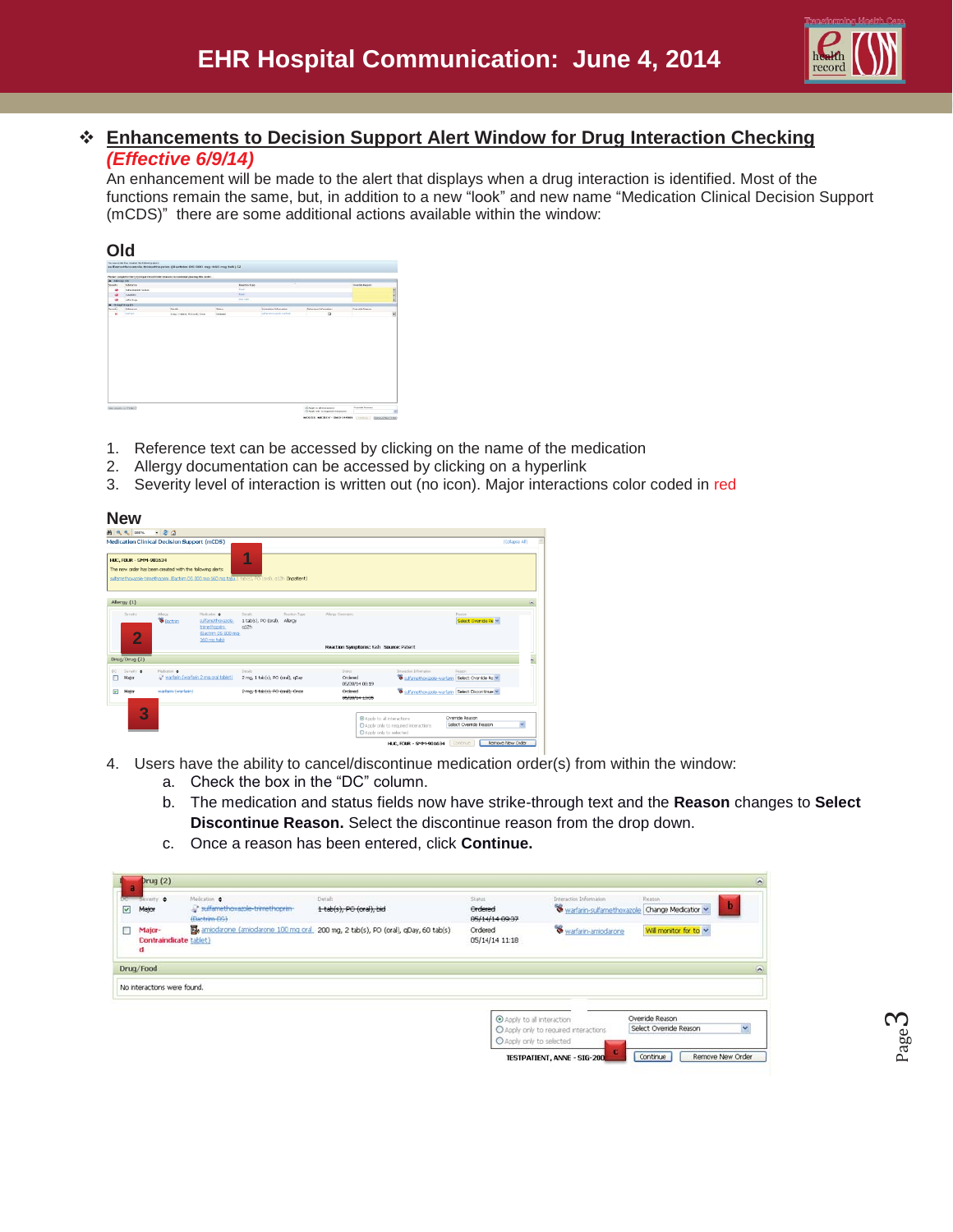## Enhancements to Decision Support Alert Window for Drug Interaction Checking

***(Effective 6/9/14)***

An enhancement will be made to the alert that displays when a drug interaction is identified. Most of the functions remain the same, but, in addition to a new "look" and new name "Medication Clinical Decision Support (mCDS)" there are some additional actions available within the window:

### Old

1. Reference text can be accessed by clicking on the name of the medication
2. Allergy documentation can be accessed by clicking on a hyperlink
3. Severity level of interaction is written out (no icon). Major interactions color coded in red

### New

4. Users have the ability to cancel/discontinue medication order(s) from within the window:
   a. Check the box in the "DC" column.
   b. The medication and status fields now have strike-through text and the **Reason** changes to **Select Discontinue Reason.** Select the discontinue reason from the drop down.
   c. Once a reason has been entered, click **Continue.**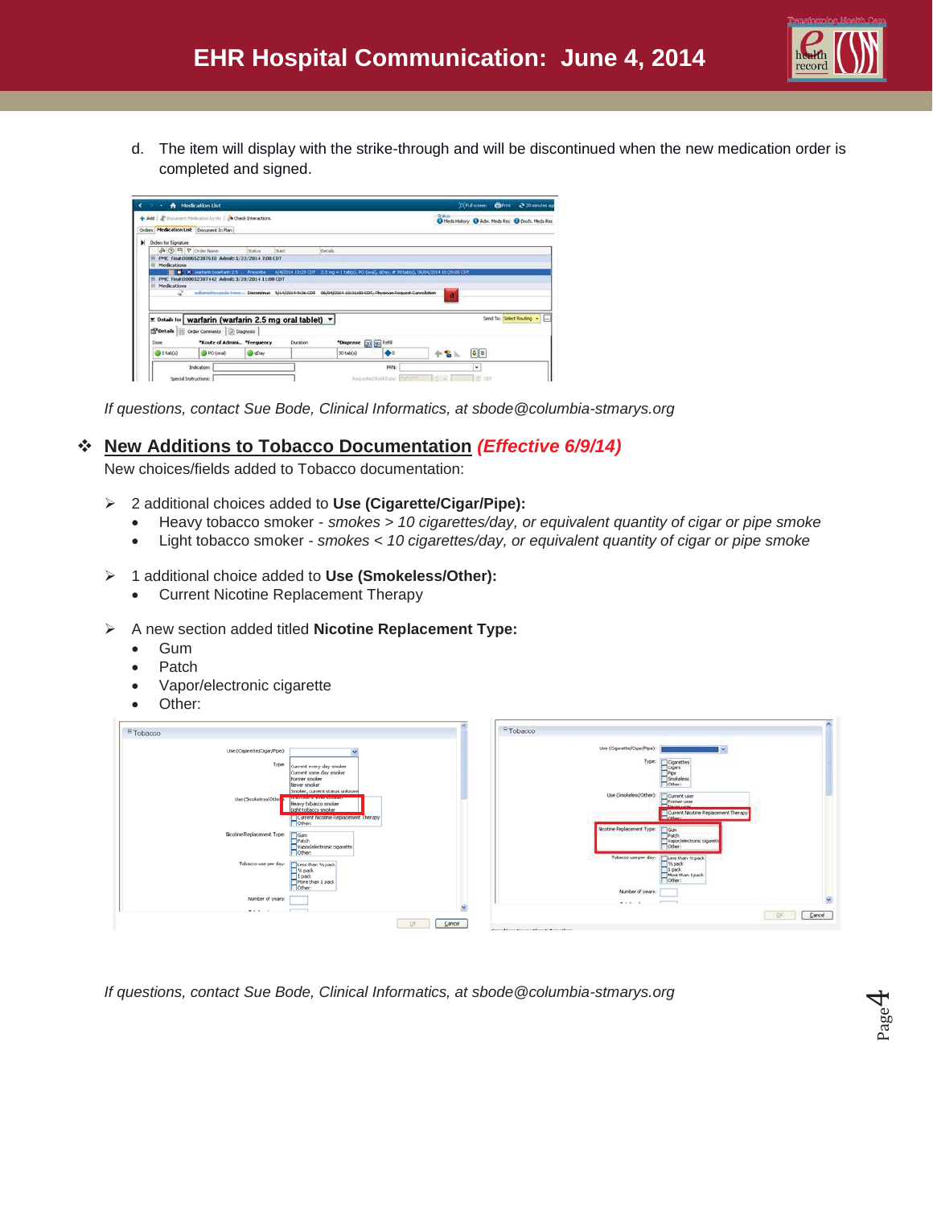d. The item will display with the strike-through and will be discontinued when the new medication order is completed and signed.

*If questions, contact Sue Bode, Clinical Informatics, at sbode@columbia-stmarys.org*

## ❖ New Additions to Tobacco Documentation *(Effective 6/9/14)*

New choices/fields added to Tobacco documentation:

- 2 additional choices added to **Use (Cigarette/Cigar/Pipe):**
  - Heavy tobacco smoker - *smokes > 10 cigarettes/day, or equivalent quantity of cigar or pipe smoke*
  - Light tobacco smoker - *smokes < 10 cigarettes/day, or equivalent quantity of cigar or pipe smoke*

- 1 additional choice added to **Use (Smokeless/Other):**
  - Current Nicotine Replacement Therapy

- A new section added titled **Nicotine Replacement Type:**
  - Gum
  - Patch
  - Vapor/electronic cigarette
  - Other:

*If questions, contact Sue Bode, Clinical Informatics, at sbode@columbia-stmarys.org*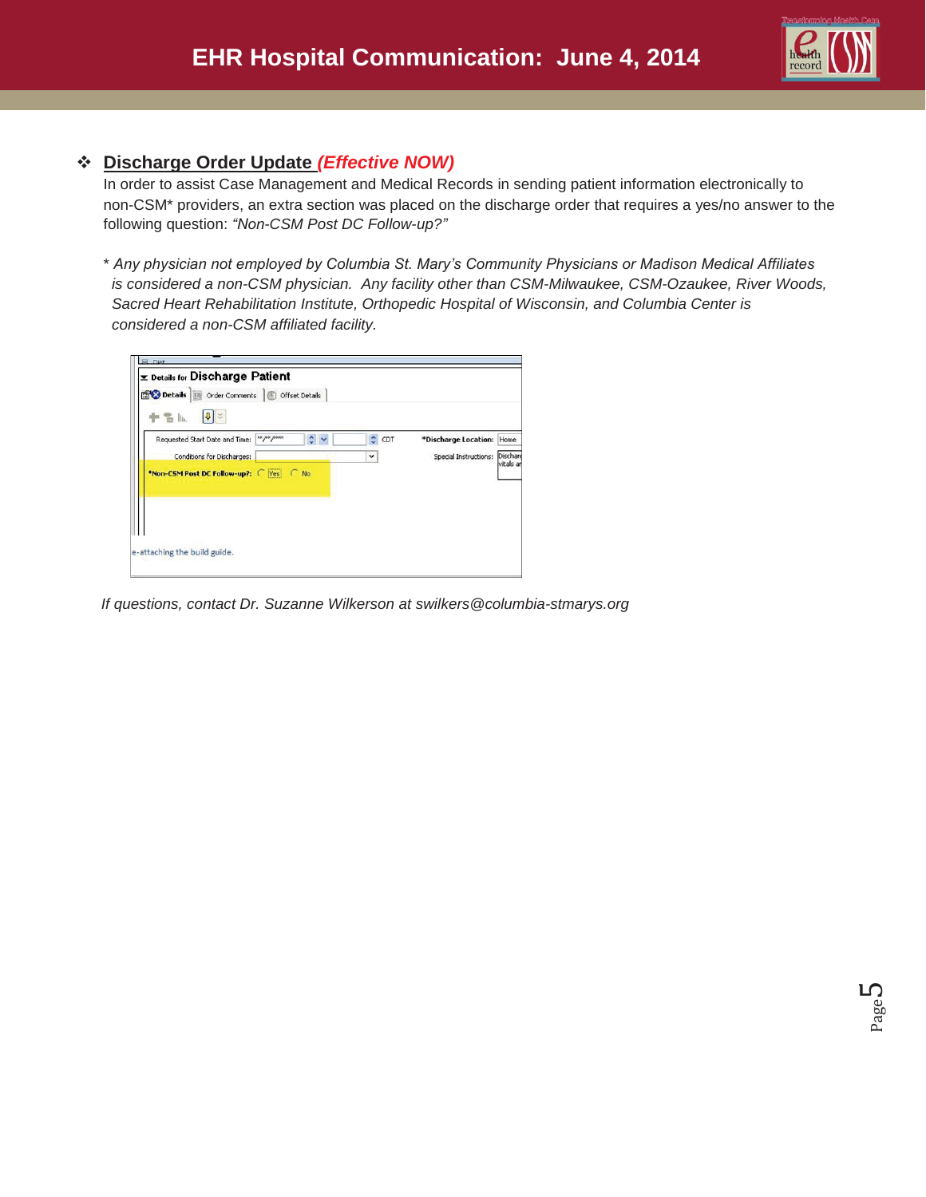## ❖ Discharge Order Update *(Effective NOW)*

In order to assist Case Management and Medical Records in sending patient information electronically to non-CSM* providers, an extra section was placed on the discharge order that requires a yes/no answer to the following question: *"Non-CSM Post DC Follow-up?"*

*\* Any physician not employed by Columbia St. Mary's Community Physicians or Madison Medical Affiliates is considered a non-CSM physician. Any facility other than CSM-Milwaukee, CSM-Ozaukee, River Woods, Sacred Heart Rehabilitation Institute, Orthopedic Hospital of Wisconsin, and Columbia Center is considered a non-CSM affiliated facility.*

*If questions, contact Dr. Suzanne Wilkerson at swilkers@columbia-stmarys.org*